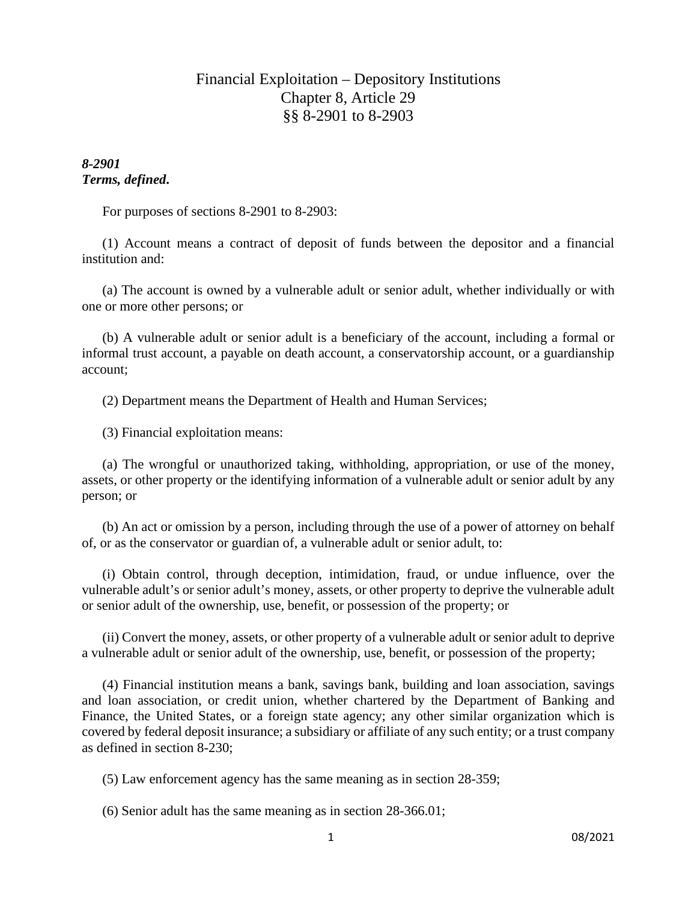# Financial Exploitation – Depository Institutions
## Chapter 8, Article 29
## §§ 8-2901 to 8-2903

***8-2901***
***Terms, defined.***

For purposes of sections 8-2901 to 8-2903:

(1) Account means a contract of deposit of funds between the depositor and a financial institution and:

(a) The account is owned by a vulnerable adult or senior adult, whether individually or with one or more other persons; or

(b) A vulnerable adult or senior adult is a beneficiary of the account, including a formal or informal trust account, a payable on death account, a conservatorship account, or a guardianship account;

(2) Department means the Department of Health and Human Services;

(3) Financial exploitation means:

(a) The wrongful or unauthorized taking, withholding, appropriation, or use of the money, assets, or other property or the identifying information of a vulnerable adult or senior adult by any person; or

(b) An act or omission by a person, including through the use of a power of attorney on behalf of, or as the conservator or guardian of, a vulnerable adult or senior adult, to:

(i) Obtain control, through deception, intimidation, fraud, or undue influence, over the vulnerable adult's or senior adult's money, assets, or other property to deprive the vulnerable adult or senior adult of the ownership, use, benefit, or possession of the property; or

(ii) Convert the money, assets, or other property of a vulnerable adult or senior adult to deprive a vulnerable adult or senior adult of the ownership, use, benefit, or possession of the property;

(4) Financial institution means a bank, savings bank, building and loan association, savings and loan association, or credit union, whether chartered by the Department of Banking and Finance, the United States, or a foreign state agency; any other similar organization which is covered by federal deposit insurance; a subsidiary or affiliate of any such entity; or a trust company as defined in section 8-230;

(5) Law enforcement agency has the same meaning as in section 28-359;

(6) Senior adult has the same meaning as in section 28-366.01;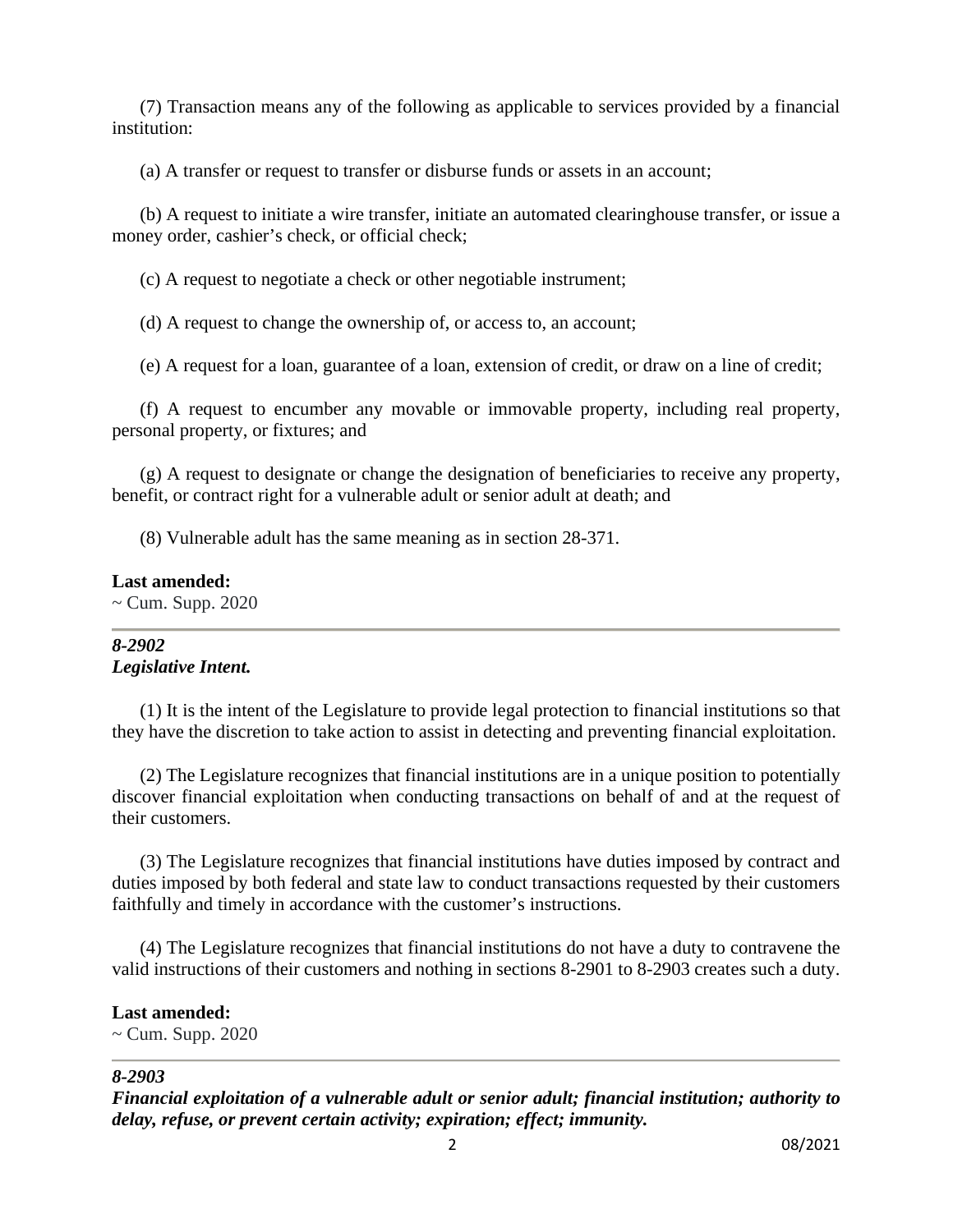(7) Transaction means any of the following as applicable to services provided by a financial institution:

(a) A transfer or request to transfer or disburse funds or assets in an account;

(b) A request to initiate a wire transfer, initiate an automated clearinghouse transfer, or issue a money order, cashier's check, or official check;

(c) A request to negotiate a check or other negotiable instrument;

(d) A request to change the ownership of, or access to, an account;

(e) A request for a loan, guarantee of a loan, extension of credit, or draw on a line of credit;

(f) A request to encumber any movable or immovable property, including real property, personal property, or fixtures; and

(g) A request to designate or change the designation of beneficiaries to receive any property, benefit, or contract right for a vulnerable adult or senior adult at death; and

(8) Vulnerable adult has the same meaning as in section 28-371.

**Last amended:**
~ Cum. Supp. 2020

---

***8-2902***
***Legislative Intent.***

(1) It is the intent of the Legislature to provide legal protection to financial institutions so that they have the discretion to take action to assist in detecting and preventing financial exploitation.

(2) The Legislature recognizes that financial institutions are in a unique position to potentially discover financial exploitation when conducting transactions on behalf of and at the request of their customers.

(3) The Legislature recognizes that financial institutions have duties imposed by contract and duties imposed by both federal and state law to conduct transactions requested by their customers faithfully and timely in accordance with the customer's instructions.

(4) The Legislature recognizes that financial institutions do not have a duty to contravene the valid instructions of their customers and nothing in sections 8-2901 to 8-2903 creates such a duty.

**Last amended:**
~ Cum. Supp. 2020

---

***8-2903***
***Financial exploitation of a vulnerable adult or senior adult; financial institution; authority to delay, refuse, or prevent certain activity; expiration; effect; immunity.***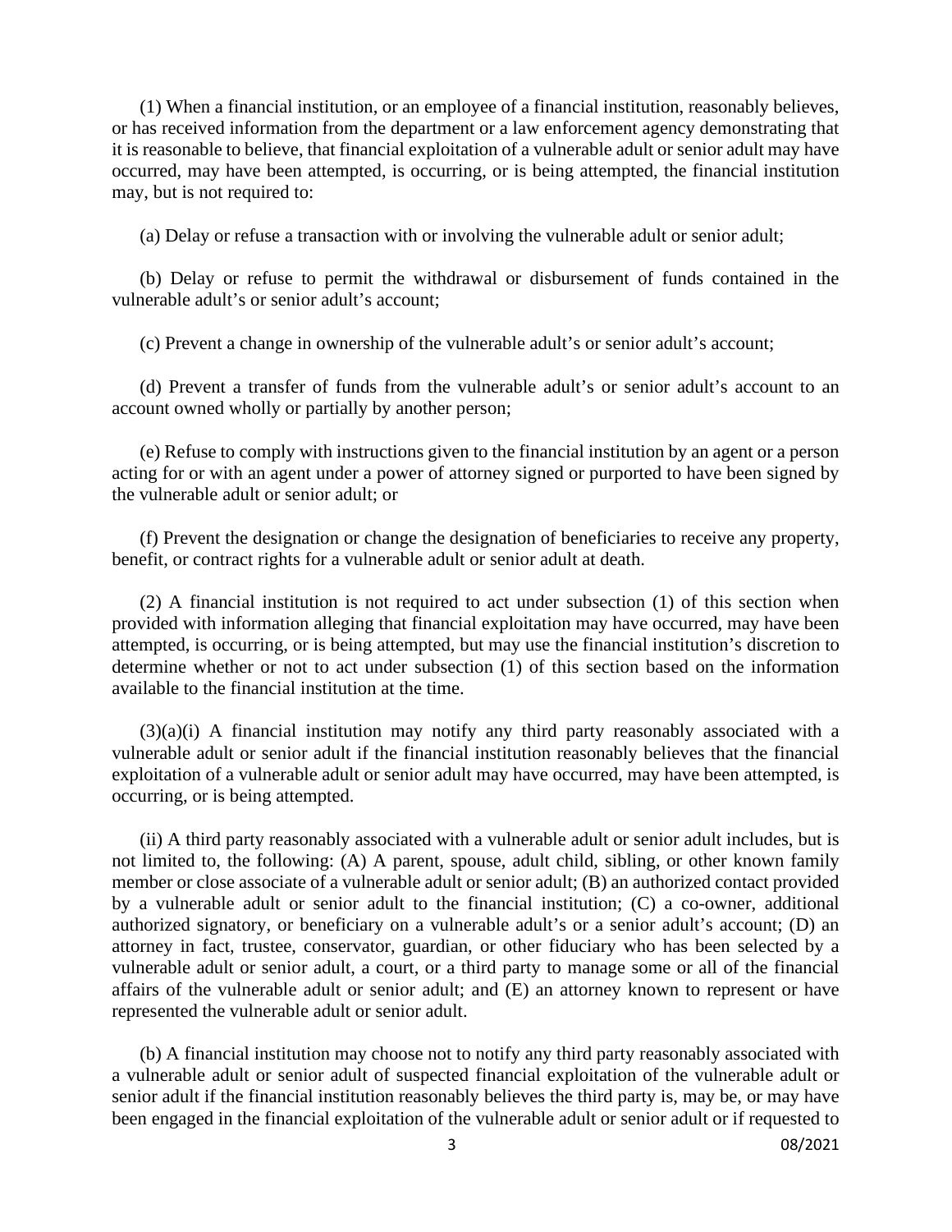(1) When a financial institution, or an employee of a financial institution, reasonably believes, or has received information from the department or a law enforcement agency demonstrating that it is reasonable to believe, that financial exploitation of a vulnerable adult or senior adult may have occurred, may have been attempted, is occurring, or is being attempted, the financial institution may, but is not required to:

(a) Delay or refuse a transaction with or involving the vulnerable adult or senior adult;

(b) Delay or refuse to permit the withdrawal or disbursement of funds contained in the vulnerable adult's or senior adult's account;

(c) Prevent a change in ownership of the vulnerable adult's or senior adult's account;

(d) Prevent a transfer of funds from the vulnerable adult's or senior adult's account to an account owned wholly or partially by another person;

(e) Refuse to comply with instructions given to the financial institution by an agent or a person acting for or with an agent under a power of attorney signed or purported to have been signed by the vulnerable adult or senior adult; or

(f) Prevent the designation or change the designation of beneficiaries to receive any property, benefit, or contract rights for a vulnerable adult or senior adult at death.

(2) A financial institution is not required to act under subsection (1) of this section when provided with information alleging that financial exploitation may have occurred, may have been attempted, is occurring, or is being attempted, but may use the financial institution's discretion to determine whether or not to act under subsection (1) of this section based on the information available to the financial institution at the time.

(3)(a)(i) A financial institution may notify any third party reasonably associated with a vulnerable adult or senior adult if the financial institution reasonably believes that the financial exploitation of a vulnerable adult or senior adult may have occurred, may have been attempted, is occurring, or is being attempted.

(ii) A third party reasonably associated with a vulnerable adult or senior adult includes, but is not limited to, the following: (A) A parent, spouse, adult child, sibling, or other known family member or close associate of a vulnerable adult or senior adult; (B) an authorized contact provided by a vulnerable adult or senior adult to the financial institution; (C) a co-owner, additional authorized signatory, or beneficiary on a vulnerable adult's or a senior adult's account; (D) an attorney in fact, trustee, conservator, guardian, or other fiduciary who has been selected by a vulnerable adult or senior adult, a court, or a third party to manage some or all of the financial affairs of the vulnerable adult or senior adult; and (E) an attorney known to represent or have represented the vulnerable adult or senior adult.

(b) A financial institution may choose not to notify any third party reasonably associated with a vulnerable adult or senior adult of suspected financial exploitation of the vulnerable adult or senior adult if the financial institution reasonably believes the third party is, may be, or may have been engaged in the financial exploitation of the vulnerable adult or senior adult or if requested to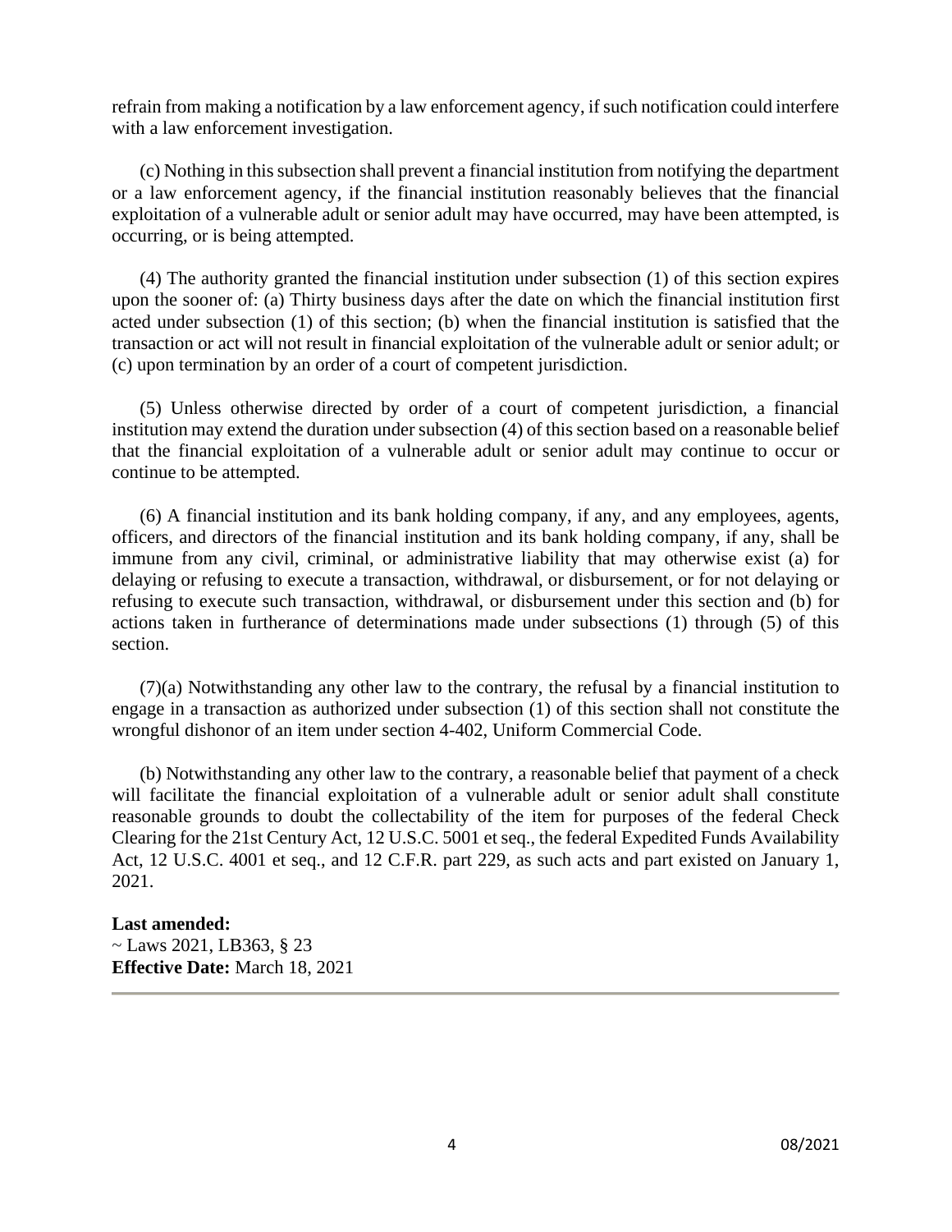refrain from making a notification by a law enforcement agency, if such notification could interfere with a law enforcement investigation.

(c) Nothing in this subsection shall prevent a financial institution from notifying the department or a law enforcement agency, if the financial institution reasonably believes that the financial exploitation of a vulnerable adult or senior adult may have occurred, may have been attempted, is occurring, or is being attempted.

(4) The authority granted the financial institution under subsection (1) of this section expires upon the sooner of: (a) Thirty business days after the date on which the financial institution first acted under subsection (1) of this section; (b) when the financial institution is satisfied that the transaction or act will not result in financial exploitation of the vulnerable adult or senior adult; or (c) upon termination by an order of a court of competent jurisdiction.

(5) Unless otherwise directed by order of a court of competent jurisdiction, a financial institution may extend the duration under subsection (4) of this section based on a reasonable belief that the financial exploitation of a vulnerable adult or senior adult may continue to occur or continue to be attempted.

(6) A financial institution and its bank holding company, if any, and any employees, agents, officers, and directors of the financial institution and its bank holding company, if any, shall be immune from any civil, criminal, or administrative liability that may otherwise exist (a) for delaying or refusing to execute a transaction, withdrawal, or disbursement, or for not delaying or refusing to execute such transaction, withdrawal, or disbursement under this section and (b) for actions taken in furtherance of determinations made under subsections (1) through (5) of this section.

(7)(a) Notwithstanding any other law to the contrary, the refusal by a financial institution to engage in a transaction as authorized under subsection (1) of this section shall not constitute the wrongful dishonor of an item under section 4-402, Uniform Commercial Code.

(b) Notwithstanding any other law to the contrary, a reasonable belief that payment of a check will facilitate the financial exploitation of a vulnerable adult or senior adult shall constitute reasonable grounds to doubt the collectability of the item for purposes of the federal Check Clearing for the 21st Century Act, 12 U.S.C. 5001 et seq., the federal Expedited Funds Availability Act, 12 U.S.C. 4001 et seq., and 12 C.F.R. part 229, as such acts and part existed on January 1, 2021.

**Last amended:**
~ Laws 2021, LB363, § 23
**Effective Date:** March 18, 2021

---